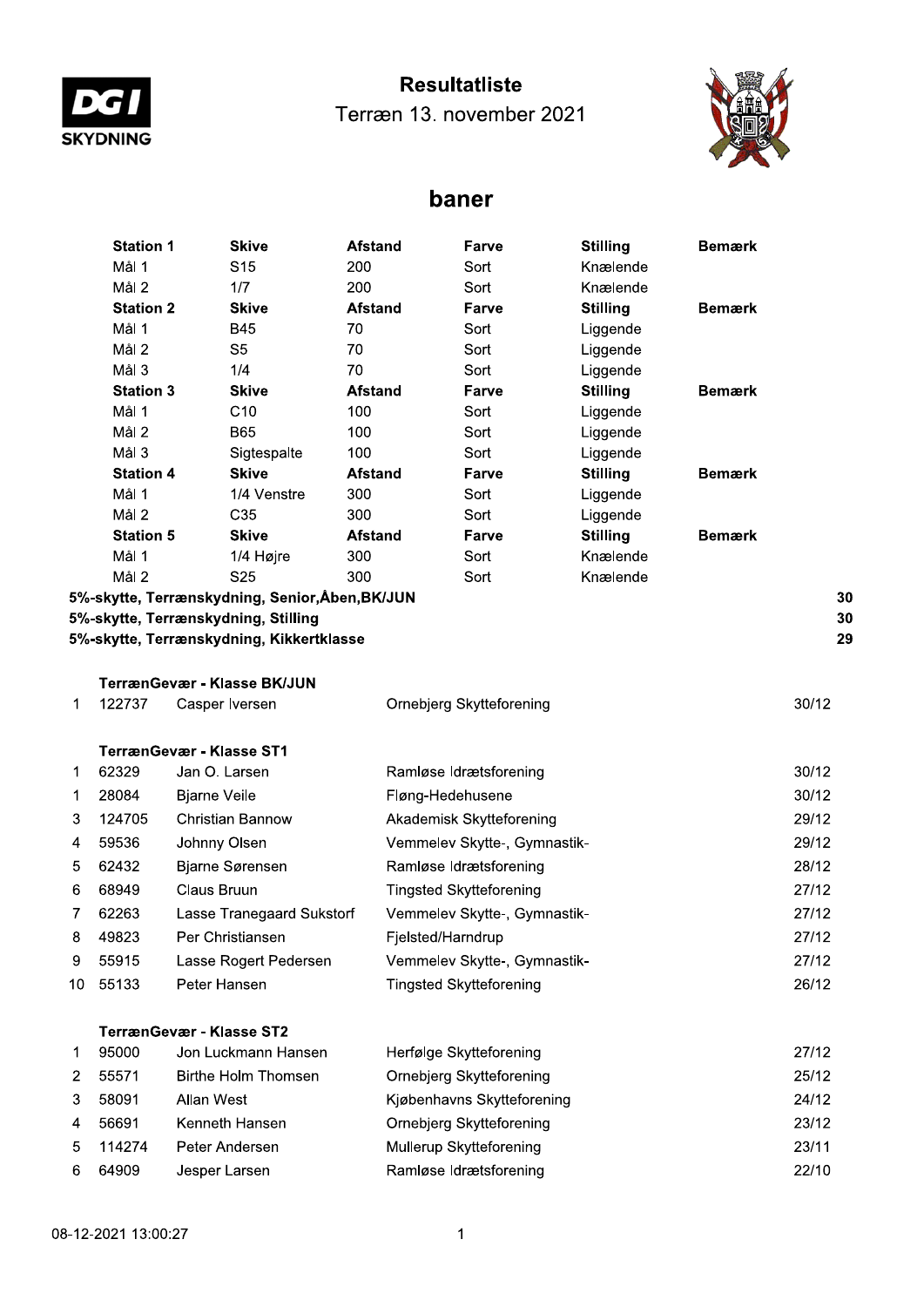# Resultatliste

Terræn 13. november 2021

## baner

| Station 1 | Skive | Afstand | Farve | Stilling | Bemærk |
|---|---|---|---|---|---|
| Mål 1 | S15 | 200 | Sort | Knælende | |
| Mål 2 | 1/7 | 200 | Sort | Knælende | |
| **Station 2** | **Skive** | **Afstand** | **Farve** | **Stilling** | **Bemærk** |
| Mål 1 | B45 | 70 | Sort | Liggende | |
| Mål 2 | S5 | 70 | Sort | Liggende | |
| Mål 3 | 1/4 | 70 | Sort | Liggende | |
| **Station 3** | **Skive** | **Afstand** | **Farve** | **Stilling** | **Bemærk** |
| Mål 1 | C10 | 100 | Sort | Liggende | |
| Mål 2 | B65 | 100 | Sort | Liggende | |
| Mål 3 | Sigtespalte | 100 | Sort | Liggende | |
| **Station 4** | **Skive** | **Afstand** | **Farve** | **Stilling** | **Bemærk** |
| Mål 1 | 1/4 Venstre | 300 | Sort | Liggende | |
| Mål 2 | C35 | 300 | Sort | Liggende | |
| **Station 5** | **Skive** | **Afstand** | **Farve** | **Stilling** | **Bemærk** |
| Mål 1 | 1/4 Højre | 300 | Sort | Knælende | |
| Mål 2 | S25 | 300 | Sort | Knælende | |

| | |
|---|---|
| **5%-skytte, Terrænskydning, Senior,Åben,BK/JUN** | **30** |
| **5%-skytte, Terrænskydning, Stilling** | **30** |
| **5%-skytte, Terrænskydning, Kikkertklasse** | **29** |

### TerrænGevær - Klasse BK/JUN

| | | | | |
|---|---|---|---|---|
| 1 | 122737 | Casper Iversen | Ornebjerg Skytteforening | 30/12 |

### TerrænGevær - Klasse ST1

| | | | | |
|---|---|---|---|---|
| 1 | 62329 | Jan O. Larsen | Ramløse Idrætsforening | 30/12 |
| 1 | 28084 | Bjarne Veile | Fløng-Hedehusene | 30/12 |
| 3 | 124705 | Christian Bannow | Akademisk Skytteforening | 29/12 |
| 4 | 59536 | Johnny Olsen | Vemmelev Skytte-, Gymnastik- | 29/12 |
| 5 | 62432 | Bjarne Sørensen | Ramløse Idrætsforening | 28/12 |
| 6 | 68949 | Claus Bruun | Tingsted Skytteforening | 27/12 |
| 7 | 62263 | Lasse Tranegaard Sukstorf | Vemmelev Skytte-, Gymnastik- | 27/12 |
| 8 | 49823 | Per Christiansen | Fjelsted/Harndrup | 27/12 |
| 9 | 55915 | Lasse Rogert Pedersen | Vemmelev Skytte-, Gymnastik- | 27/12 |
| 10 | 55133 | Peter Hansen | Tingsted Skytteforening | 26/12 |

### TerrænGevær - Klasse ST2

| | | | | |
|---|---|---|---|---|
| 1 | 95000 | Jon Luckmann Hansen | Herfølge Skytteforening | 27/12 |
| 2 | 55571 | Birthe Holm Thomsen | Ornebjerg Skytteforening | 25/12 |
| 3 | 58091 | Allan West | Kjøbenhavns Skytteforening | 24/12 |
| 4 | 56691 | Kenneth Hansen | Ornebjerg Skytteforening | 23/12 |
| 5 | 114274 | Peter Andersen | Mullerup Skytteforening | 23/11 |
| 6 | 64909 | Jesper Larsen | Ramløse Idrætsforening | 22/10 |

08-12-2021 13:00:27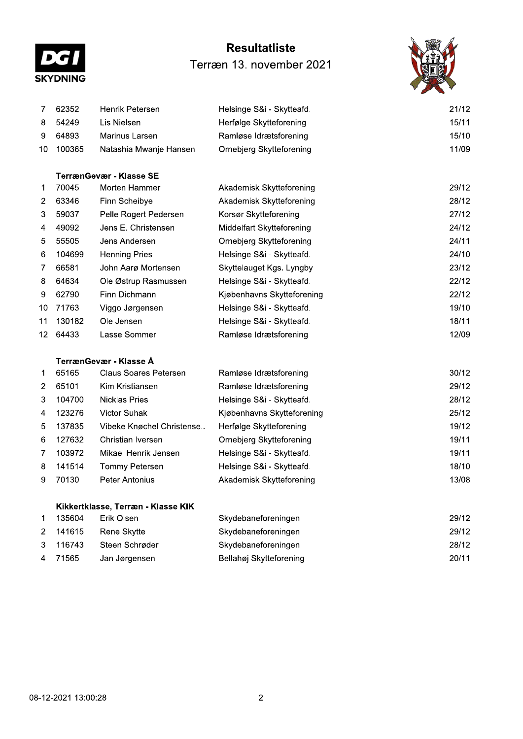| | | | | |
|---|---|---|---|---|
| 7 | 62352 | Henrik Petersen | Helsinge S&i - Skytteafd. | 21/12 |
| 8 | 54249 | Lis Nielsen | Herfølge Skytteforening | 15/11 |
| 9 | 64893 | Marinus Larsen | Ramløse Idrætsforening | 15/10 |
| 10 | 100365 | Natashia Mwanje Hansen | Ornebjerg Skytteforening | 11/09 |

**TerrænGevær - Klasse SE**

| | | | | |
|---|---|---|---|---|
| 1 | 70045 | Morten Hammer | Akademisk Skytteforening | 29/12 |
| 2 | 63346 | Finn Scheibye | Akademisk Skytteforening | 28/12 |
| 3 | 59037 | Pelle Rogert Pedersen | Korsør Skytteforening | 27/12 |
| 4 | 49092 | Jens E. Christensen | Middelfart Skytteforening | 24/12 |
| 5 | 55505 | Jens Andersen | Ornebjerg Skytteforening | 24/11 |
| 6 | 104699 | Henning Pries | Helsinge S&i - Skytteafd. | 24/10 |
| 7 | 66581 | John Aarø Mortensen | Skyttelauget Kgs. Lyngby | 23/12 |
| 8 | 64634 | Ole Østrup Rasmussen | Helsinge S&i - Skytteafd. | 22/12 |
| 9 | 62790 | Finn Dichmann | Kjøbenhavns Skytteforening | 22/12 |
| 10 | 71763 | Viggo Jørgensen | Helsinge S&i - Skytteafd. | 19/10 |
| 11 | 130182 | Ole Jensen | Helsinge S&i - Skytteafd. | 18/11 |
| 12 | 64433 | Lasse Sommer | Ramløse Idrætsforening | 12/09 |

**TerrænGevær - Klasse Å**

| | | | | |
|---|---|---|---|---|
| 1 | 65165 | Claus Soares Petersen | Ramløse Idrætsforening | 30/12 |
| 2 | 65101 | Kim Kristiansen | Ramløse Idrætsforening | 29/12 |
| 3 | 104700 | Nicklas Pries | Helsinge S&i - Skytteafd. | 28/12 |
| 4 | 123276 | Victor Suhak | Kjøbenhavns Skytteforening | 25/12 |
| 5 | 137835 | Vibeke Knøchel Christense.. | Herfølge Skytteforening | 19/12 |
| 6 | 127632 | Christian Iversen | Ornebjerg Skytteforening | 19/11 |
| 7 | 103972 | Mikael Henrik Jensen | Helsinge S&i - Skytteafd. | 19/11 |
| 8 | 141514 | Tommy Petersen | Helsinge S&i - Skytteafd. | 18/10 |
| 9 | 70130 | Peter Antonius | Akademisk Skytteforening | 13/08 |

**Kikkertklasse, Terræn - Klasse KIK**

| | | | | |
|---|---|---|---|---|
| 1 | 135604 | Erik Olsen | Skydebaneforeningen | 29/12 |
| 2 | 141615 | Rene Skytte | Skydebaneforeningen | 29/12 |
| 3 | 116743 | Steen Schrøder | Skydebaneforeningen | 28/12 |
| 4 | 71565 | Jan Jørgensen | Bellahøj Skytteforening | 20/11 |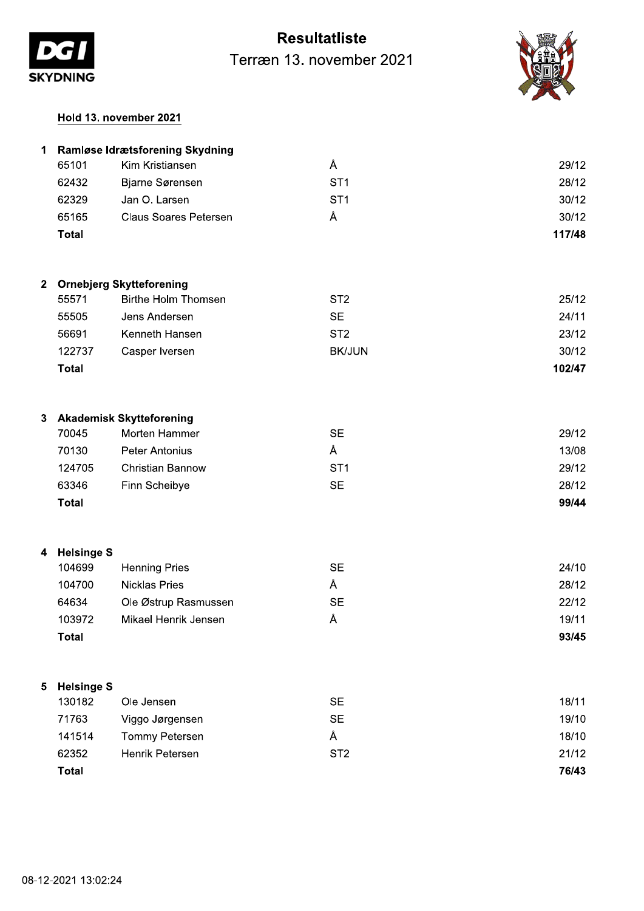# Resultatliste

## Terræn 13. november 2021

### Hold 13. november 2021

| | | | | |
|---|---|---|---|---|
| **1** | **Ramløse Idrætsforening Skydning** | | | |
| | 65101 | Kim Kristiansen | Å | 29/12 |
| | 62432 | Bjarne Sørensen | ST1 | 28/12 |
| | 62329 | Jan O. Larsen | ST1 | 30/12 |
| | 65165 | Claus Soares Petersen | Å | 30/12 |
| | **Total** | | | **117/48** |
| **2** | **Ornebjerg Skytteforening** | | | |
| | 55571 | Birthe Holm Thomsen | ST2 | 25/12 |
| | 55505 | Jens Andersen | SE | 24/11 |
| | 56691 | Kenneth Hansen | ST2 | 23/12 |
| | 122737 | Casper Iversen | BK/JUN | 30/12 |
| | **Total** | | | **102/47** |
| **3** | **Akademisk Skytteforening** | | | |
| | 70045 | Morten Hammer | SE | 29/12 |
| | 70130 | Peter Antonius | Å | 13/08 |
| | 124705 | Christian Bannow | ST1 | 29/12 |
| | 63346 | Finn Scheibye | SE | 28/12 |
| | **Total** | | | **99/44** |
| **4** | **Helsinge S** | | | |
| | 104699 | Henning Pries | SE | 24/10 |
| | 104700 | Nicklas Pries | Å | 28/12 |
| | 64634 | Ole Østrup Rasmussen | SE | 22/12 |
| | 103972 | Mikael Henrik Jensen | Å | 19/11 |
| | **Total** | | | **93/45** |
| **5** | **Helsinge S** | | | |
| | 130182 | Ole Jensen | SE | 18/11 |
| | 71763 | Viggo Jørgensen | SE | 19/10 |
| | 141514 | Tommy Petersen | Å | 18/10 |
| | 62352 | Henrik Petersen | ST2 | 21/12 |
| | **Total** | | | **76/43** |

08-12-2021 13:02:24